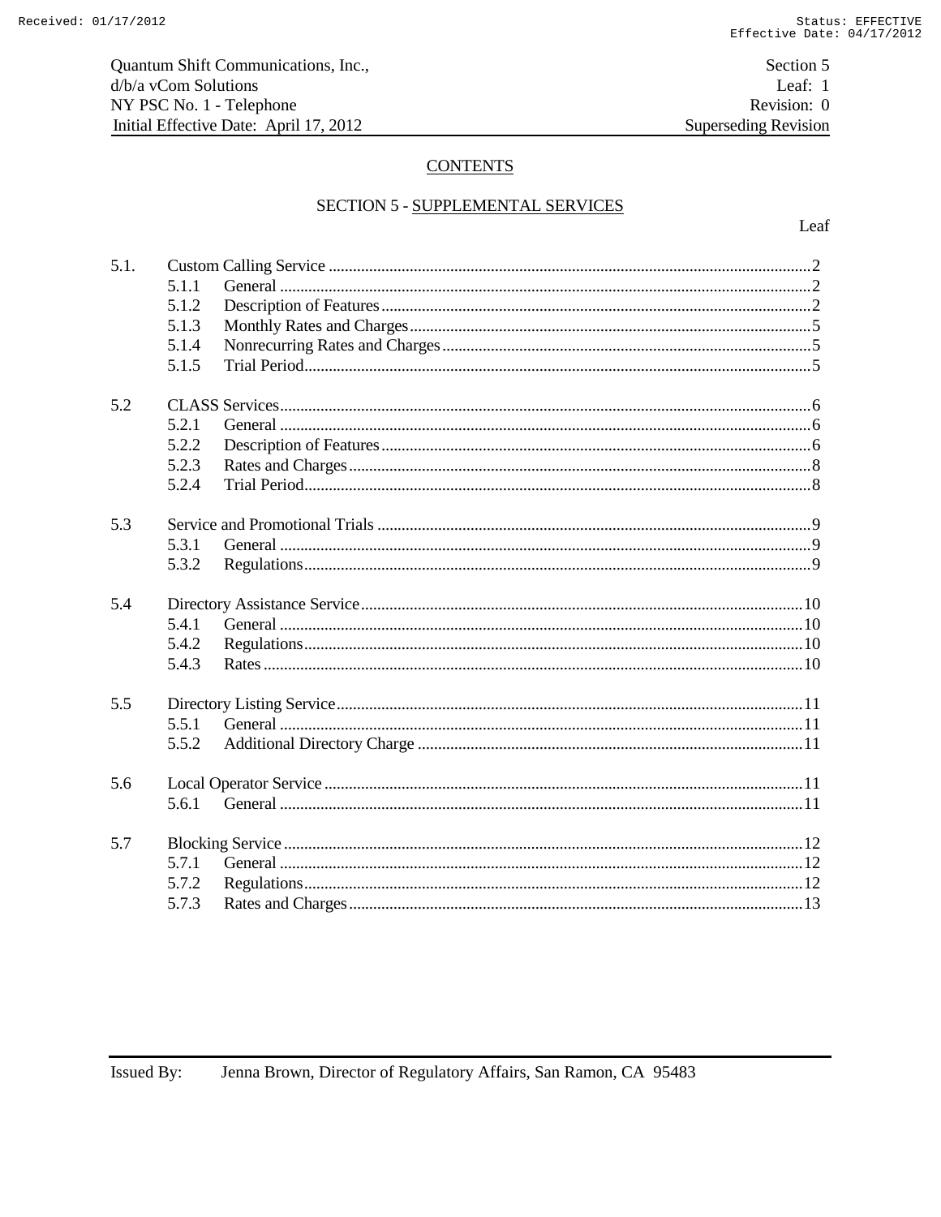## CONTENTS

## SECTION 5 - SUPPLEMENTAL SERVICES

| | | | Leaf |
|---|---|---|---|
| 5.1. | Custom Calling Service | | 2 |
| | 5.1.1 | General | 2 |
| | 5.1.2 | Description of Features | 2 |
| | 5.1.3 | Monthly Rates and Charges | 5 |
| | 5.1.4 | Nonrecurring Rates and Charges | 5 |
| | 5.1.5 | Trial Period | 5 |
| 5.2 | CLASS Services | | 6 |
| | 5.2.1 | General | 6 |
| | 5.2.2 | Description of Features | 6 |
| | 5.2.3 | Rates and Charges | 8 |
| | 5.2.4 | Trial Period | 8 |
| 5.3 | Service and Promotional Trials | | 9 |
| | 5.3.1 | General | 9 |
| | 5.3.2 | Regulations | 9 |
| 5.4 | Directory Assistance Service | | 10 |
| | 5.4.1 | General | 10 |
| | 5.4.2 | Regulations | 10 |
| | 5.4.3 | Rates | 10 |
| 5.5 | Directory Listing Service | | 11 |
| | 5.5.1 | General | 11 |
| | 5.5.2 | Additional Directory Charge | 11 |
| 5.6 | Local Operator Service | | 11 |
| | 5.6.1 | General | 11 |
| 5.7 | Blocking Service | | 12 |
| | 5.7.1 | General | 12 |
| | 5.7.2 | Regulations | 12 |
| | 5.7.3 | Rates and Charges | 13 |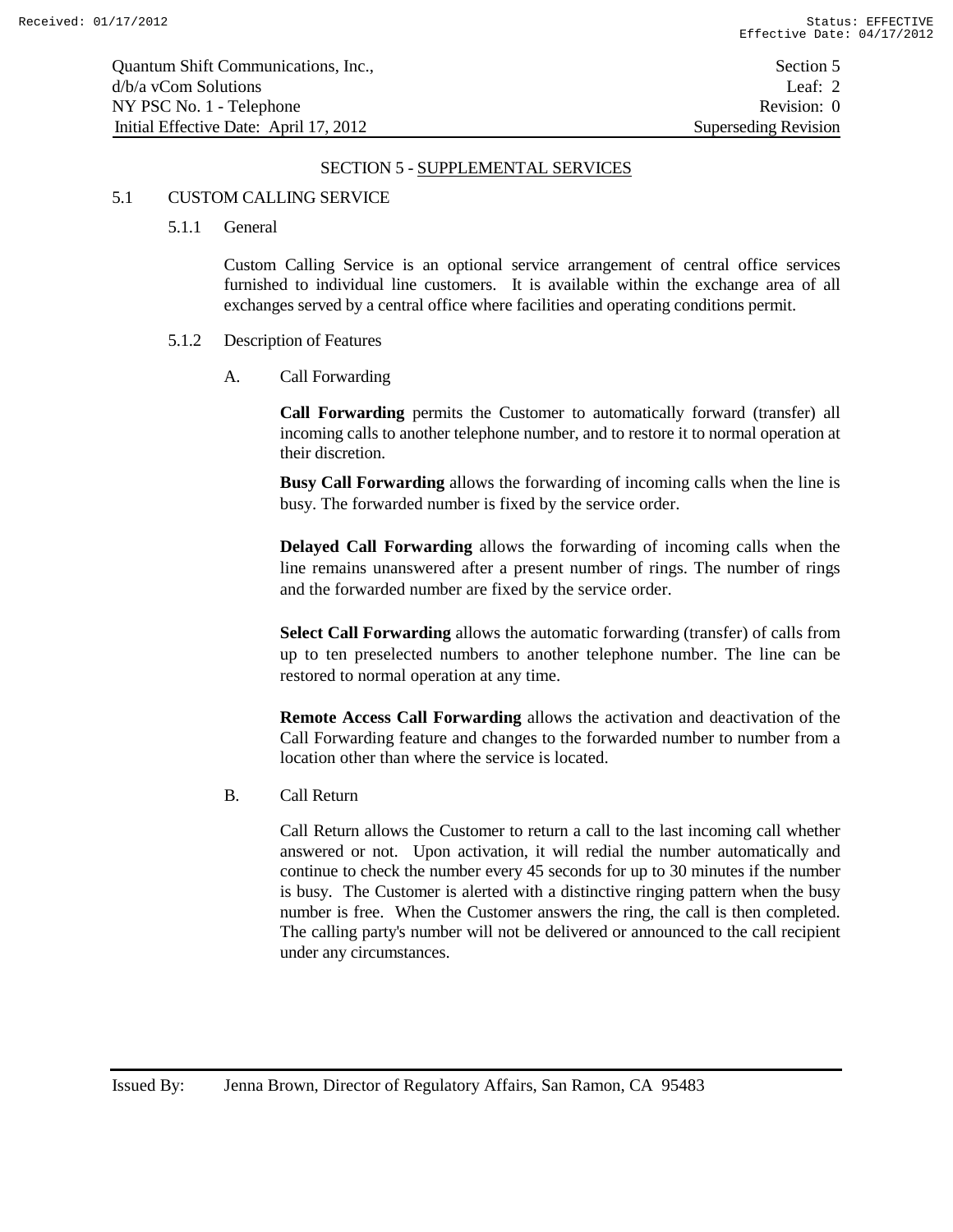## SECTION 5 - SUPPLEMENTAL SERVICES

### 5.1 CUSTOM CALLING SERVICE

#### 5.1.1 General

Custom Calling Service is an optional service arrangement of central office services furnished to individual line customers. It is available within the exchange area of all exchanges served by a central office where facilities and operating conditions permit.

#### 5.1.2 Description of Features

A. Call Forwarding

**Call Forwarding** permits the Customer to automatically forward (transfer) all incoming calls to another telephone number, and to restore it to normal operation at their discretion.

**Busy Call Forwarding** allows the forwarding of incoming calls when the line is busy. The forwarded number is fixed by the service order.

**Delayed Call Forwarding** allows the forwarding of incoming calls when the line remains unanswered after a present number of rings. The number of rings and the forwarded number are fixed by the service order.

**Select Call Forwarding** allows the automatic forwarding (transfer) of calls from up to ten preselected numbers to another telephone number. The line can be restored to normal operation at any time.

**Remote Access Call Forwarding** allows the activation and deactivation of the Call Forwarding feature and changes to the forwarded number to number from a location other than where the service is located.

B. Call Return

Call Return allows the Customer to return a call to the last incoming call whether answered or not. Upon activation, it will redial the number automatically and continue to check the number every 45 seconds for up to 30 minutes if the number is busy. The Customer is alerted with a distinctive ringing pattern when the busy number is free. When the Customer answers the ring, the call is then completed. The calling party's number will not be delivered or announced to the call recipient under any circumstances.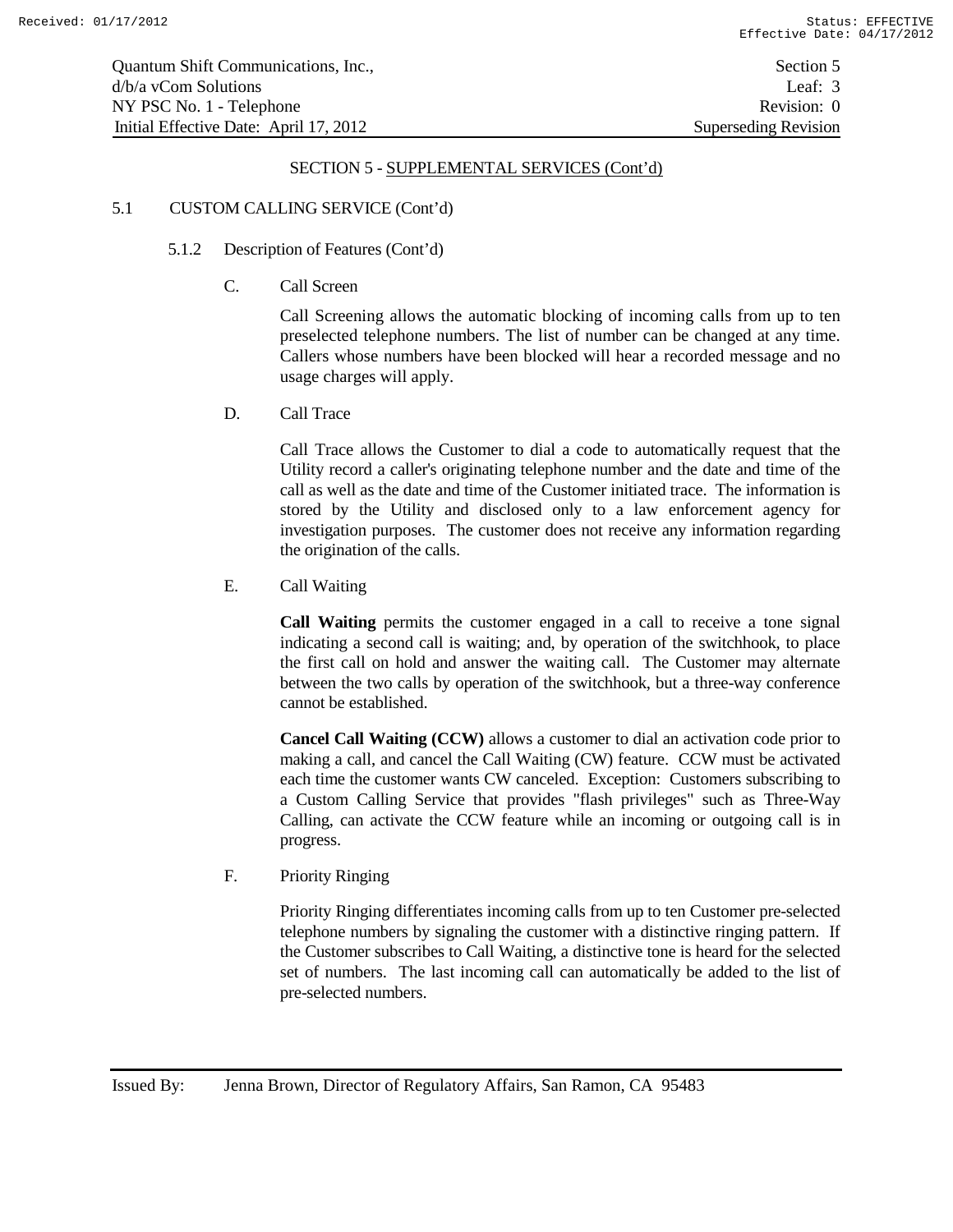## SECTION 5 - SUPPLEMENTAL SERVICES (Cont'd)

### 5.1 CUSTOM CALLING SERVICE (Cont'd)

#### 5.1.2 Description of Features (Cont'd)

C. Call Screen

Call Screening allows the automatic blocking of incoming calls from up to ten preselected telephone numbers. The list of number can be changed at any time. Callers whose numbers have been blocked will hear a recorded message and no usage charges will apply.

D. Call Trace

Call Trace allows the Customer to dial a code to automatically request that the Utility record a caller's originating telephone number and the date and time of the call as well as the date and time of the Customer initiated trace. The information is stored by the Utility and disclosed only to a law enforcement agency for investigation purposes. The customer does not receive any information regarding the origination of the calls.

E. Call Waiting

**Call Waiting** permits the customer engaged in a call to receive a tone signal indicating a second call is waiting; and, by operation of the switchhook, to place the first call on hold and answer the waiting call. The Customer may alternate between the two calls by operation of the switchhook, but a three-way conference cannot be established.

**Cancel Call Waiting (CCW)** allows a customer to dial an activation code prior to making a call, and cancel the Call Waiting (CW) feature. CCW must be activated each time the customer wants CW canceled. Exception: Customers subscribing to a Custom Calling Service that provides "flash privileges" such as Three-Way Calling, can activate the CCW feature while an incoming or outgoing call is in progress.

F. Priority Ringing

Priority Ringing differentiates incoming calls from up to ten Customer pre-selected telephone numbers by signaling the customer with a distinctive ringing pattern. If the Customer subscribes to Call Waiting, a distinctive tone is heard for the selected set of numbers. The last incoming call can automatically be added to the list of pre-selected numbers.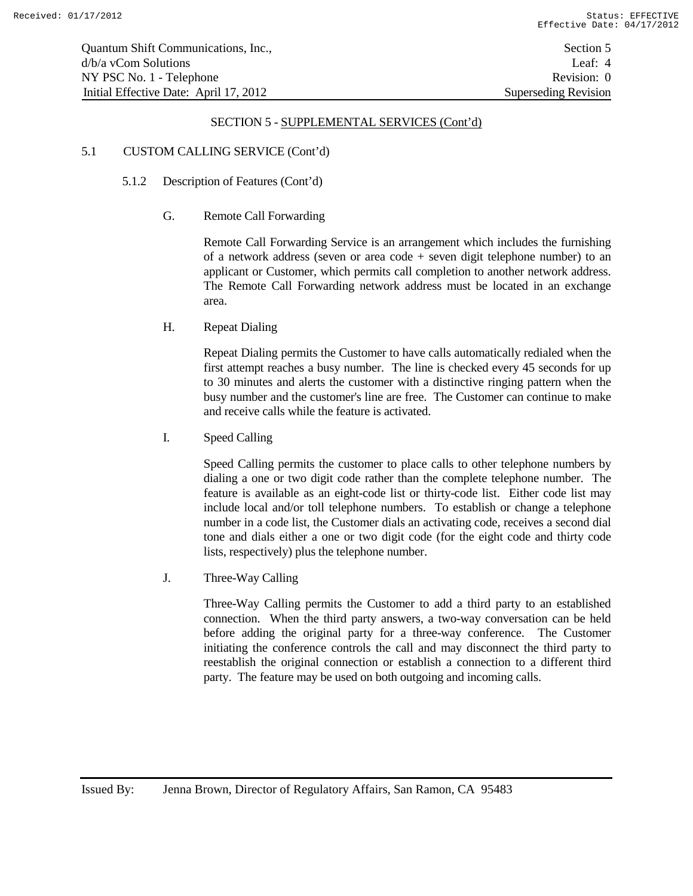## SECTION 5 - SUPPLEMENTAL SERVICES (Cont'd)

### 5.1 CUSTOM CALLING SERVICE (Cont'd)

#### 5.1.2 Description of Features (Cont'd)

G. Remote Call Forwarding

Remote Call Forwarding Service is an arrangement which includes the furnishing of a network address (seven or area code + seven digit telephone number) to an applicant or Customer, which permits call completion to another network address. The Remote Call Forwarding network address must be located in an exchange area.

H. Repeat Dialing

Repeat Dialing permits the Customer to have calls automatically redialed when the first attempt reaches a busy number. The line is checked every 45 seconds for up to 30 minutes and alerts the customer with a distinctive ringing pattern when the busy number and the customer's line are free. The Customer can continue to make and receive calls while the feature is activated.

I. Speed Calling

Speed Calling permits the customer to place calls to other telephone numbers by dialing a one or two digit code rather than the complete telephone number. The feature is available as an eight-code list or thirty-code list. Either code list may include local and/or toll telephone numbers. To establish or change a telephone number in a code list, the Customer dials an activating code, receives a second dial tone and dials either a one or two digit code (for the eight code and thirty code lists, respectively) plus the telephone number.

J. Three-Way Calling

Three-Way Calling permits the Customer to add a third party to an established connection. When the third party answers, a two-way conversation can be held before adding the original party for a three-way conference. The Customer initiating the conference controls the call and may disconnect the third party to reestablish the original connection or establish a connection to a different third party. The feature may be used on both outgoing and incoming calls.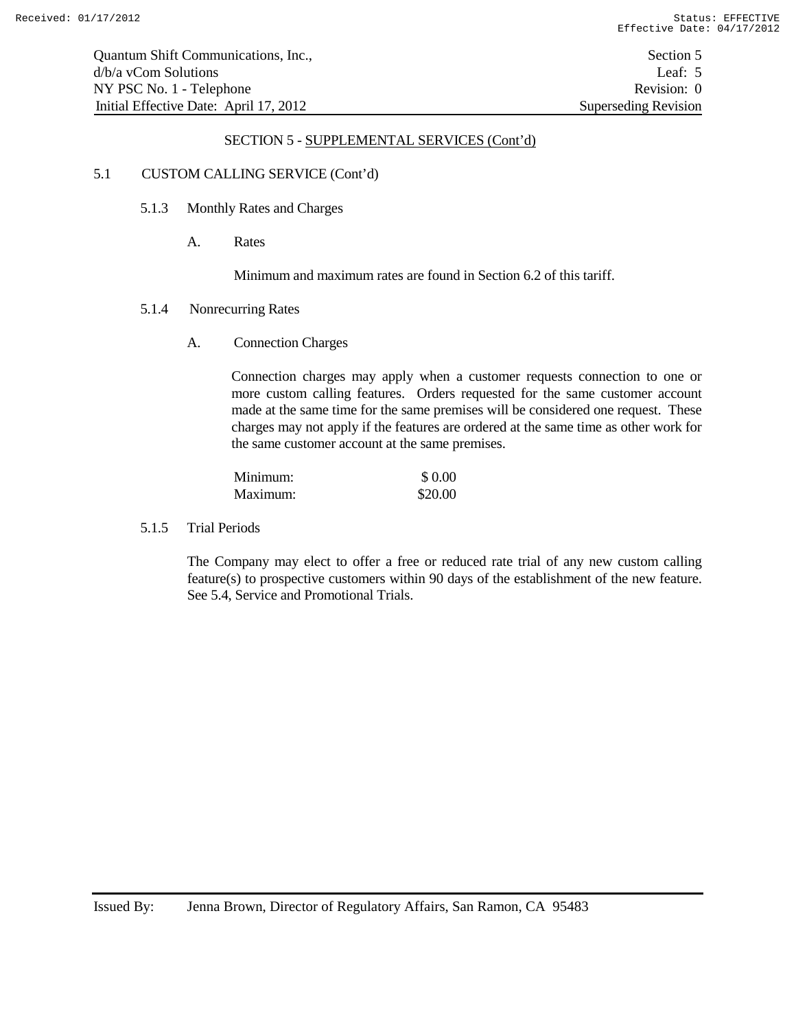## SECTION 5 - SUPPLEMENTAL SERVICES (Cont'd)

### 5.1 CUSTOM CALLING SERVICE (Cont'd)

#### 5.1.3 Monthly Rates and Charges

A. Rates

Minimum and maximum rates are found in Section 6.2 of this tariff.

#### 5.1.4 Nonrecurring Rates

A. Connection Charges

Connection charges may apply when a customer requests connection to one or more custom calling features. Orders requested for the same customer account made at the same time for the same premises will be considered one request. These charges may not apply if the features are ordered at the same time as other work for the same customer account at the same premises.

| | |
|---|---|
| Minimum: | \$ 0.00 |
| Maximum: | \$20.00 |

#### 5.1.5 Trial Periods

The Company may elect to offer a free or reduced rate trial of any new custom calling feature(s) to prospective customers within 90 days of the establishment of the new feature. See 5.4, Service and Promotional Trials.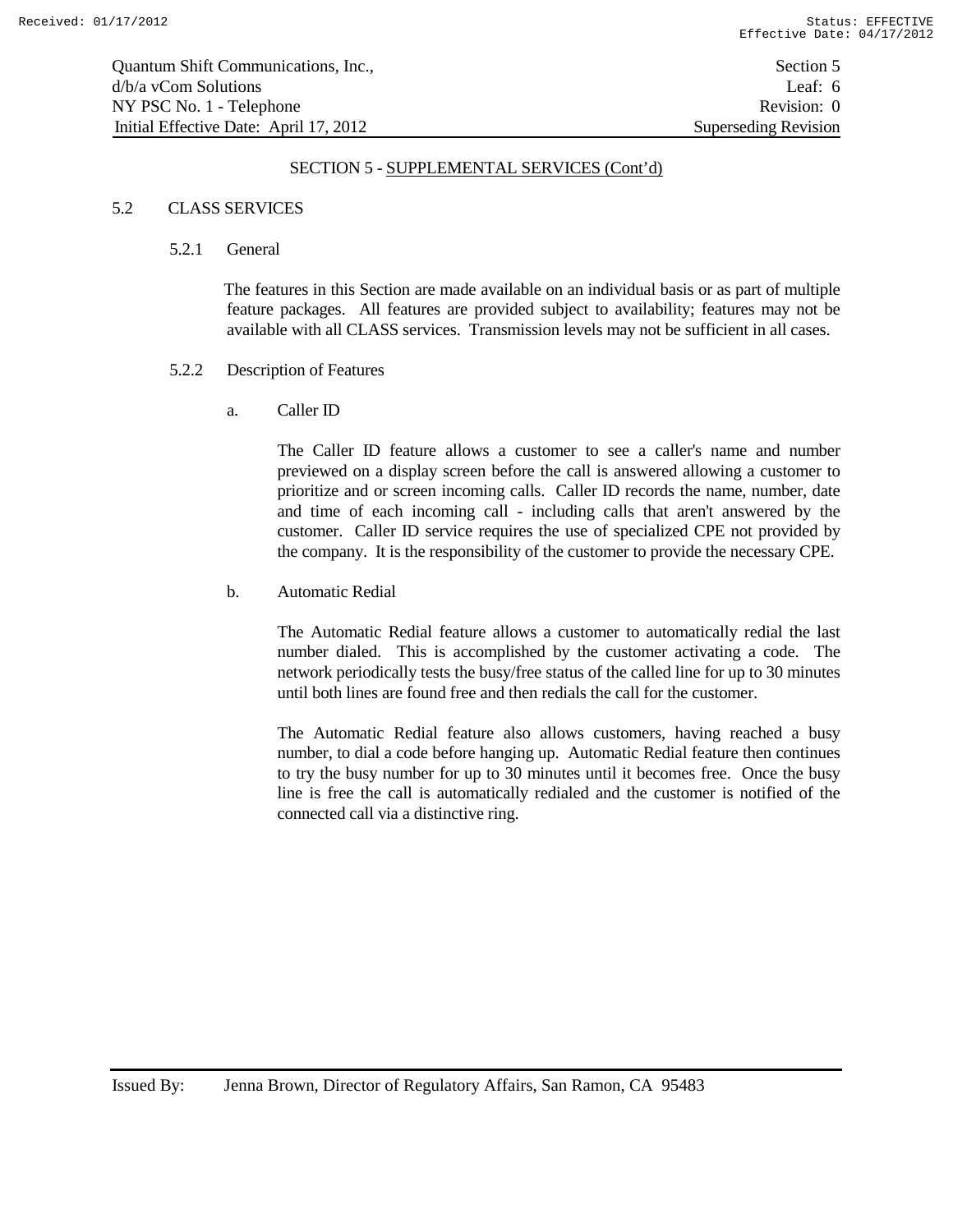## SECTION 5 - SUPPLEMENTAL SERVICES (Cont'd)

### 5.2 CLASS SERVICES

#### 5.2.1 General

The features in this Section are made available on an individual basis or as part of multiple feature packages. All features are provided subject to availability; features may not be available with all CLASS services. Transmission levels may not be sufficient in all cases.

#### 5.2.2 Description of Features

a. Caller ID

The Caller ID feature allows a customer to see a caller's name and number previewed on a display screen before the call is answered allowing a customer to prioritize and or screen incoming calls. Caller ID records the name, number, date and time of each incoming call - including calls that aren't answered by the customer. Caller ID service requires the use of specialized CPE not provided by the company. It is the responsibility of the customer to provide the necessary CPE.

b. Automatic Redial

The Automatic Redial feature allows a customer to automatically redial the last number dialed. This is accomplished by the customer activating a code. The network periodically tests the busy/free status of the called line for up to 30 minutes until both lines are found free and then redials the call for the customer.

The Automatic Redial feature also allows customers, having reached a busy number, to dial a code before hanging up. Automatic Redial feature then continues to try the busy number for up to 30 minutes until it becomes free. Once the busy line is free the call is automatically redialed and the customer is notified of the connected call via a distinctive ring.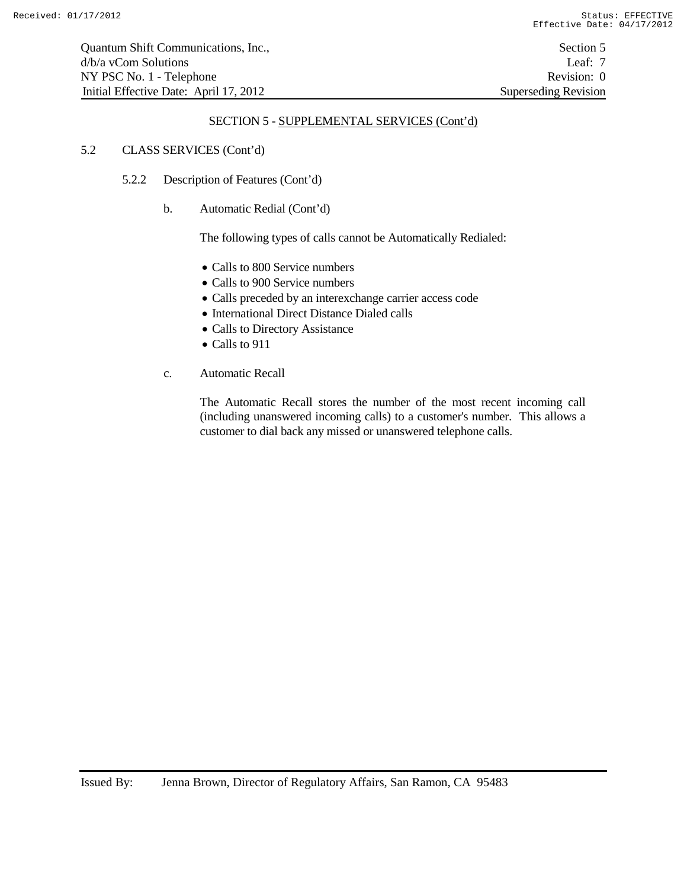SECTION 5 - SUPPLEMENTAL SERVICES (Cont'd)

5.2 CLASS SERVICES (Cont'd)

5.2.2 Description of Features (Cont'd)

b. Automatic Redial (Cont'd)

The following types of calls cannot be Automatically Redialed:

- Calls to 800 Service numbers
- Calls to 900 Service numbers
- Calls preceded by an interexchange carrier access code
- International Direct Distance Dialed calls
- Calls to Directory Assistance
- Calls to 911

c. Automatic Recall

The Automatic Recall stores the number of the most recent incoming call (including unanswered incoming calls) to a customer's number. This allows a customer to dial back any missed or unanswered telephone calls.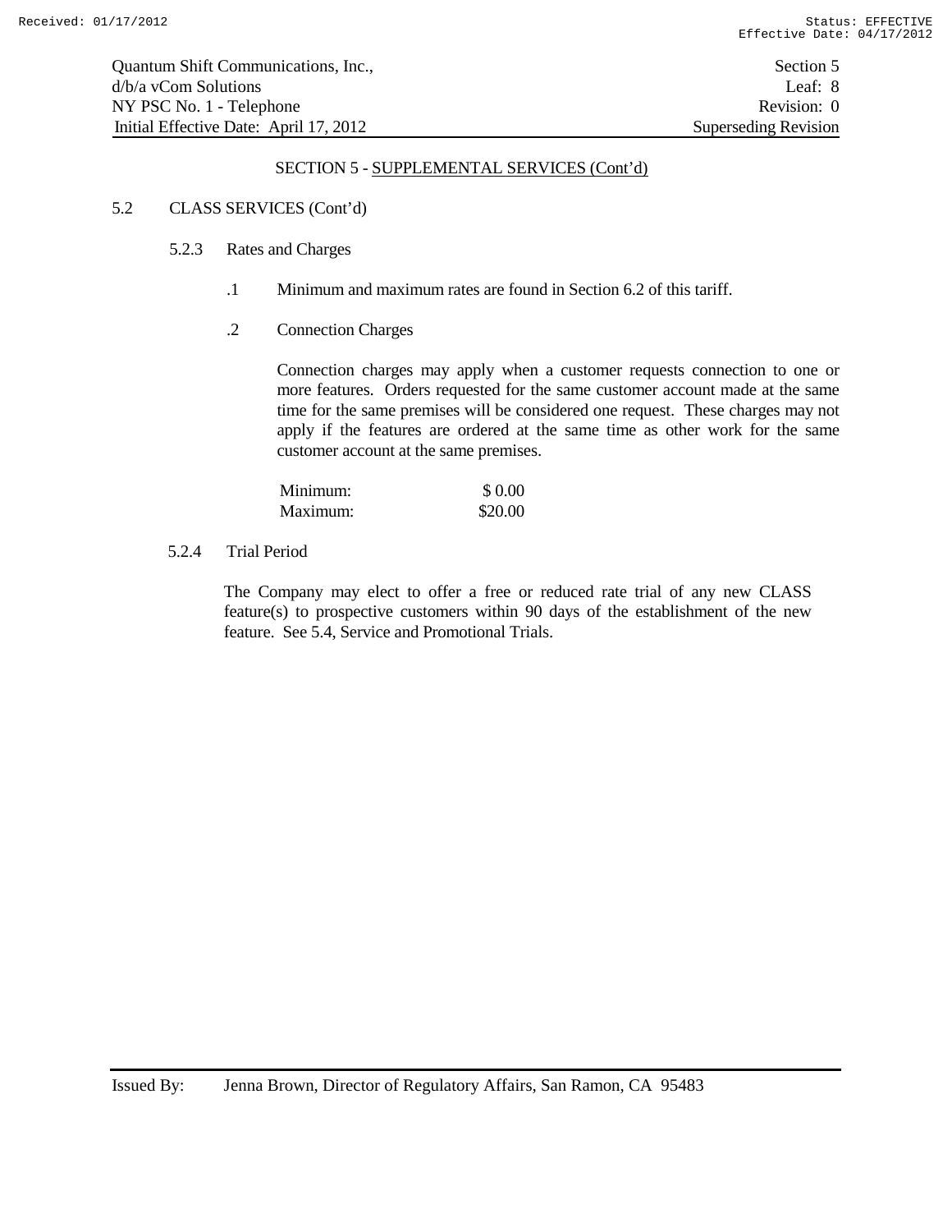SECTION 5 - SUPPLEMENTAL SERVICES (Cont'd)

5.2 CLASS SERVICES (Cont'd)

5.2.3 Rates and Charges

.1 Minimum and maximum rates are found in Section 6.2 of this tariff.

.2 Connection Charges

Connection charges may apply when a customer requests connection to one or more features. Orders requested for the same customer account made at the same time for the same premises will be considered one request. These charges may not apply if the features are ordered at the same time as other work for the same customer account at the same premises.

| | |
|---|---|
| Minimum: | $ 0.00 |
| Maximum: | $20.00 |

5.2.4 Trial Period

The Company may elect to offer a free or reduced rate trial of any new CLASS feature(s) to prospective customers within 90 days of the establishment of the new feature. See 5.4, Service and Promotional Trials.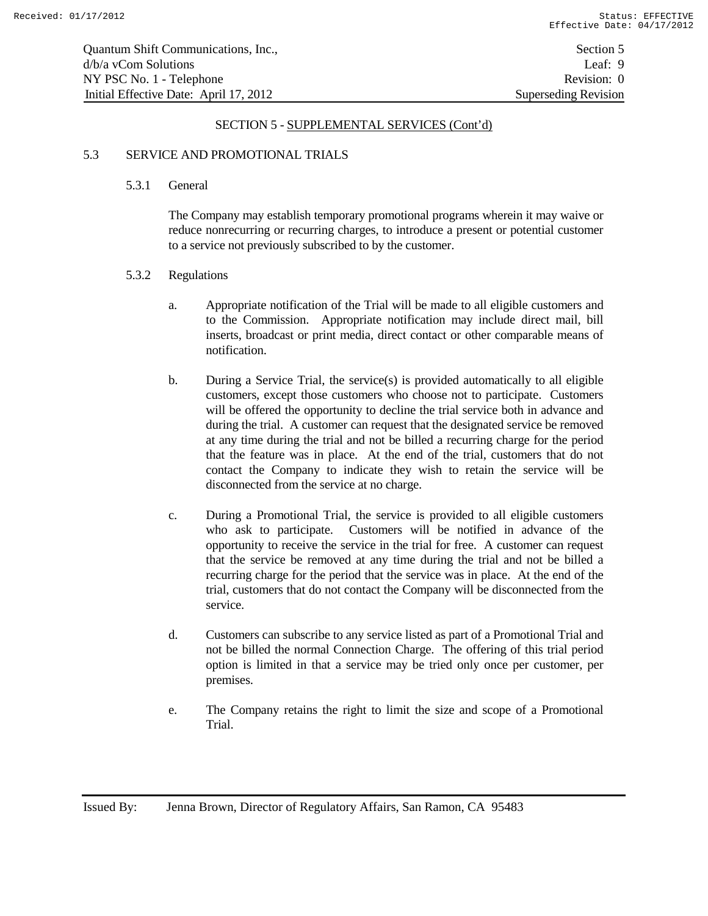SECTION 5 - SUPPLEMENTAL SERVICES (Cont'd)

## 5.3 SERVICE AND PROMOTIONAL TRIALS

### 5.3.1 General

The Company may establish temporary promotional programs wherein it may waive or reduce nonrecurring or recurring charges, to introduce a present or potential customer to a service not previously subscribed to by the customer.

### 5.3.2 Regulations

a. Appropriate notification of the Trial will be made to all eligible customers and to the Commission. Appropriate notification may include direct mail, bill inserts, broadcast or print media, direct contact or other comparable means of notification.

b. During a Service Trial, the service(s) is provided automatically to all eligible customers, except those customers who choose not to participate. Customers will be offered the opportunity to decline the trial service both in advance and during the trial. A customer can request that the designated service be removed at any time during the trial and not be billed a recurring charge for the period that the feature was in place. At the end of the trial, customers that do not contact the Company to indicate they wish to retain the service will be disconnected from the service at no charge.

c. During a Promotional Trial, the service is provided to all eligible customers who ask to participate. Customers will be notified in advance of the opportunity to receive the service in the trial for free. A customer can request that the service be removed at any time during the trial and not be billed a recurring charge for the period that the service was in place. At the end of the trial, customers that do not contact the Company will be disconnected from the service.

d. Customers can subscribe to any service listed as part of a Promotional Trial and not be billed the normal Connection Charge. The offering of this trial period option is limited in that a service may be tried only once per customer, per premises.

e. The Company retains the right to limit the size and scope of a Promotional Trial.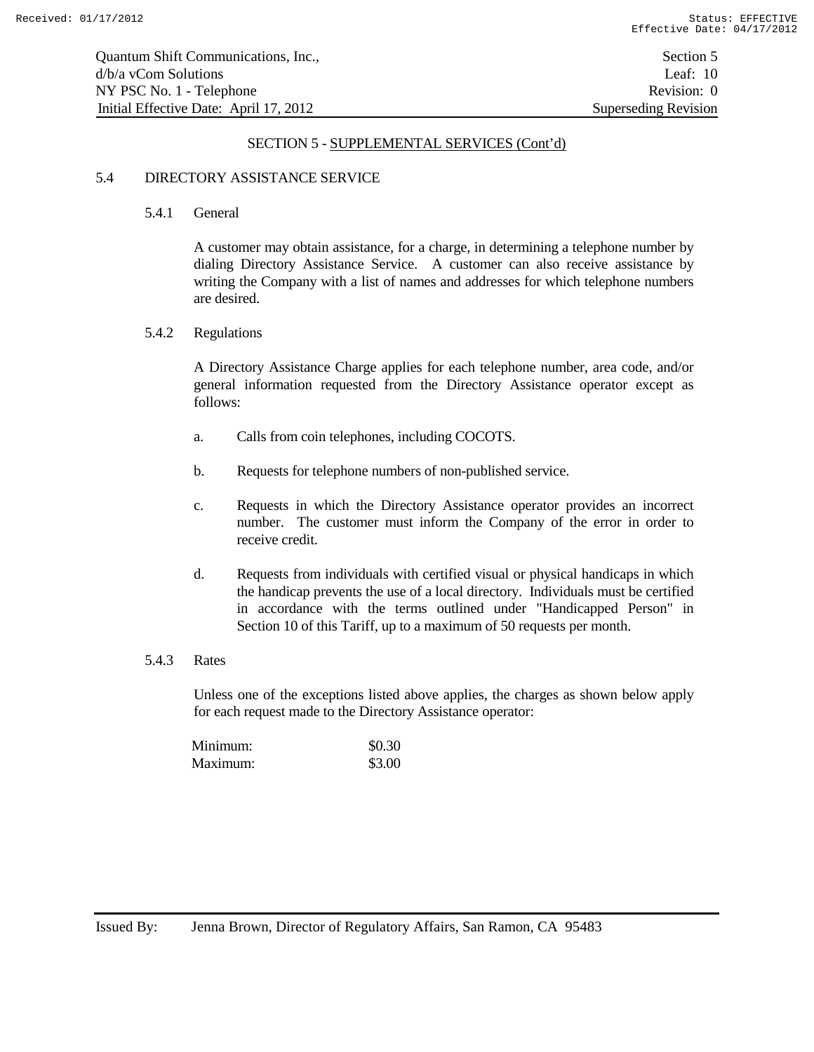SECTION 5 - SUPPLEMENTAL SERVICES (Cont'd)

## 5.4 DIRECTORY ASSISTANCE SERVICE

### 5.4.1 General

A customer may obtain assistance, for a charge, in determining a telephone number by dialing Directory Assistance Service. A customer can also receive assistance by writing the Company with a list of names and addresses for which telephone numbers are desired.

### 5.4.2 Regulations

A Directory Assistance Charge applies for each telephone number, area code, and/or general information requested from the Directory Assistance operator except as follows:

a. Calls from coin telephones, including COCOTS.

b. Requests for telephone numbers of non-published service.

c. Requests in which the Directory Assistance operator provides an incorrect number. The customer must inform the Company of the error in order to receive credit.

d. Requests from individuals with certified visual or physical handicaps in which the handicap prevents the use of a local directory. Individuals must be certified in accordance with the terms outlined under "Handicapped Person" in Section 10 of this Tariff, up to a maximum of 50 requests per month.

### 5.4.3 Rates

Unless one of the exceptions listed above applies, the charges as shown below apply for each request made to the Directory Assistance operator:

| | |
|---|---|
| Minimum: | $0.30 |
| Maximum: | $3.00 |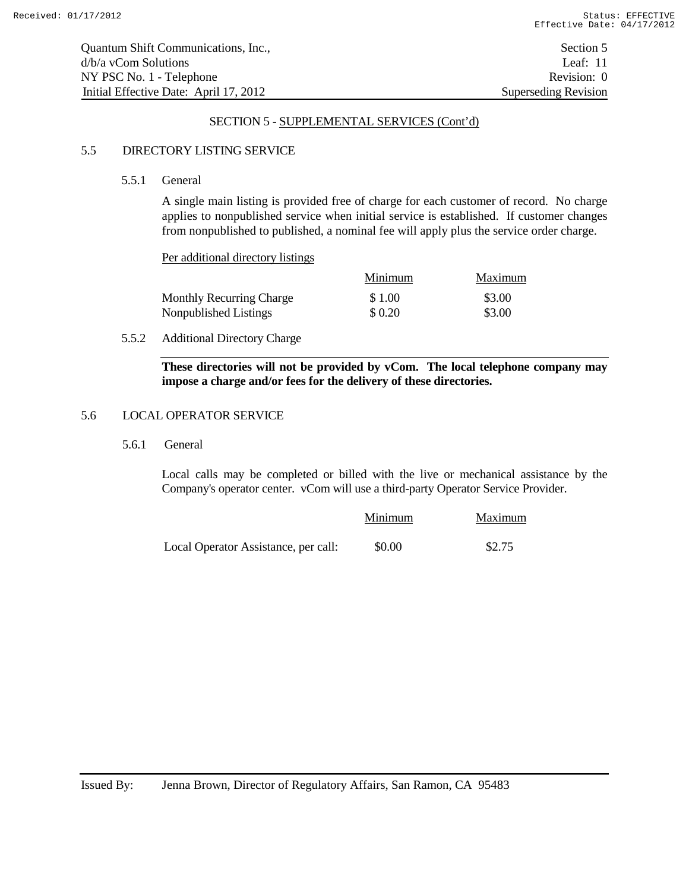## SECTION 5 - SUPPLEMENTAL SERVICES (Cont'd)

### 5.5 DIRECTORY LISTING SERVICE

#### 5.5.1 General

A single main listing is provided free of charge for each customer of record. No charge applies to nonpublished service when initial service is established. If customer changes from nonpublished to published, a nominal fee will apply plus the service order charge.

Per additional directory listings

| | Minimum | Maximum |
|---|---|---|
| Monthly Recurring Charge | $ 1.00 | $3.00 |
| Nonpublished Listings | $ 0.20 | $3.00 |

#### 5.5.2 Additional Directory Charge

**These directories will not be provided by vCom. The local telephone company may impose a charge and/or fees for the delivery of these directories.**

### 5.6 LOCAL OPERATOR SERVICE

#### 5.6.1 General

Local calls may be completed or billed with the live or mechanical assistance by the Company's operator center. vCom will use a third-party Operator Service Provider.

| | Minimum | Maximum |
|---|---|---|
| Local Operator Assistance, per call: | $0.00 | $2.75 |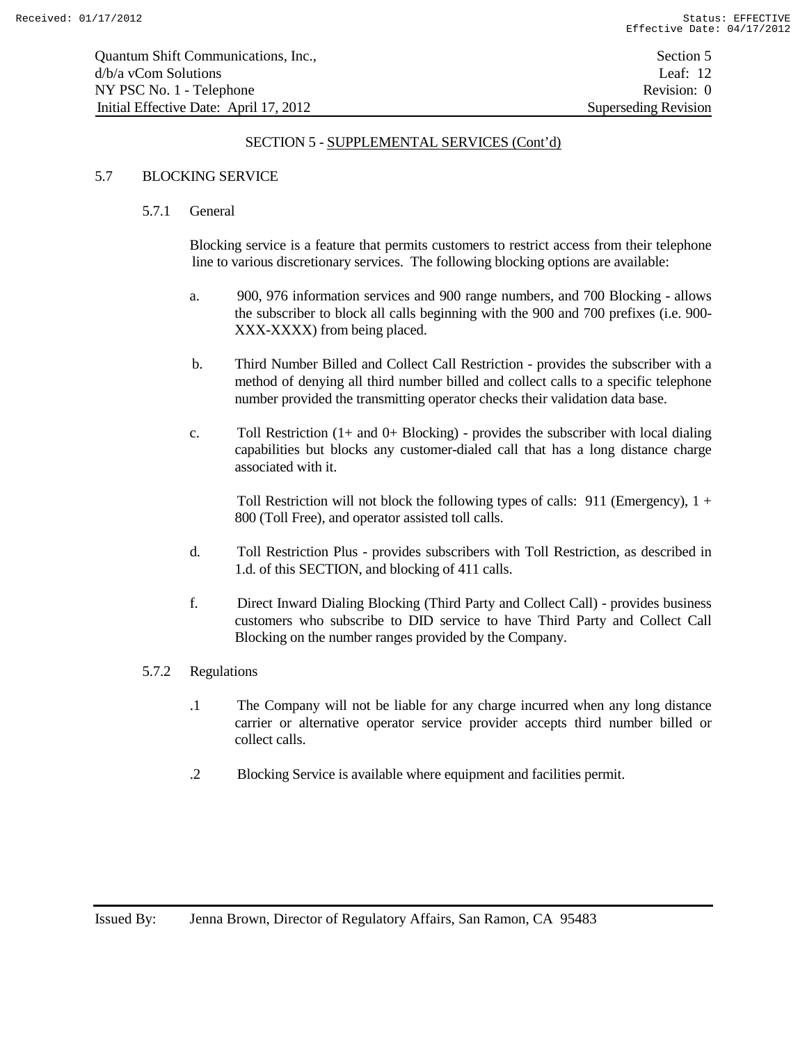## SECTION 5 - SUPPLEMENTAL SERVICES (Cont'd)

### 5.7 BLOCKING SERVICE

#### 5.7.1 General

Blocking service is a feature that permits customers to restrict access from their telephone line to various discretionary services. The following blocking options are available:

a. 900, 976 information services and 900 range numbers, and 700 Blocking - allows the subscriber to block all calls beginning with the 900 and 700 prefixes (i.e. 900-XXX-XXXX) from being placed.

b. Third Number Billed and Collect Call Restriction - provides the subscriber with a method of denying all third number billed and collect calls to a specific telephone number provided the transmitting operator checks their validation data base.

c. Toll Restriction (1+ and 0+ Blocking) - provides the subscriber with local dialing capabilities but blocks any customer-dialed call that has a long distance charge associated with it.

   Toll Restriction will not block the following types of calls: 911 (Emergency), 1 + 800 (Toll Free), and operator assisted toll calls.

d. Toll Restriction Plus - provides subscribers with Toll Restriction, as described in 1.d. of this SECTION, and blocking of 411 calls.

f. Direct Inward Dialing Blocking (Third Party and Collect Call) - provides business customers who subscribe to DID service to have Third Party and Collect Call Blocking on the number ranges provided by the Company.

#### 5.7.2 Regulations

.1 The Company will not be liable for any charge incurred when any long distance carrier or alternative operator service provider accepts third number billed or collect calls.

.2 Blocking Service is available where equipment and facilities permit.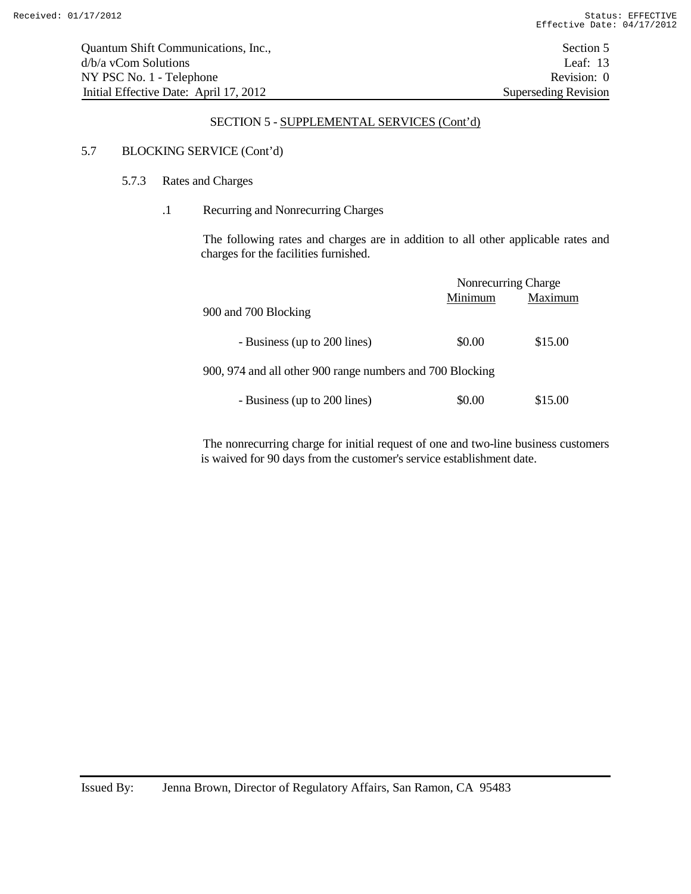## SECTION 5 - SUPPLEMENTAL SERVICES (Cont'd)

5.7 BLOCKING SERVICE (Cont'd)

5.7.3 Rates and Charges

.1 Recurring and Nonrecurring Charges

The following rates and charges are in addition to all other applicable rates and charges for the facilities furnished.

| | Nonrecurring Charge | |
|---|---|---|
| | Minimum | Maximum |
| 900 and 700 Blocking | | |
| - Business (up to 200 lines) | $0.00 | $15.00 |
| 900, 974 and all other 900 range numbers and 700 Blocking | | |
| - Business (up to 200 lines) | $0.00 | $15.00 |

The nonrecurring charge for initial request of one and two-line business customers is waived for 90 days from the customer's service establishment date.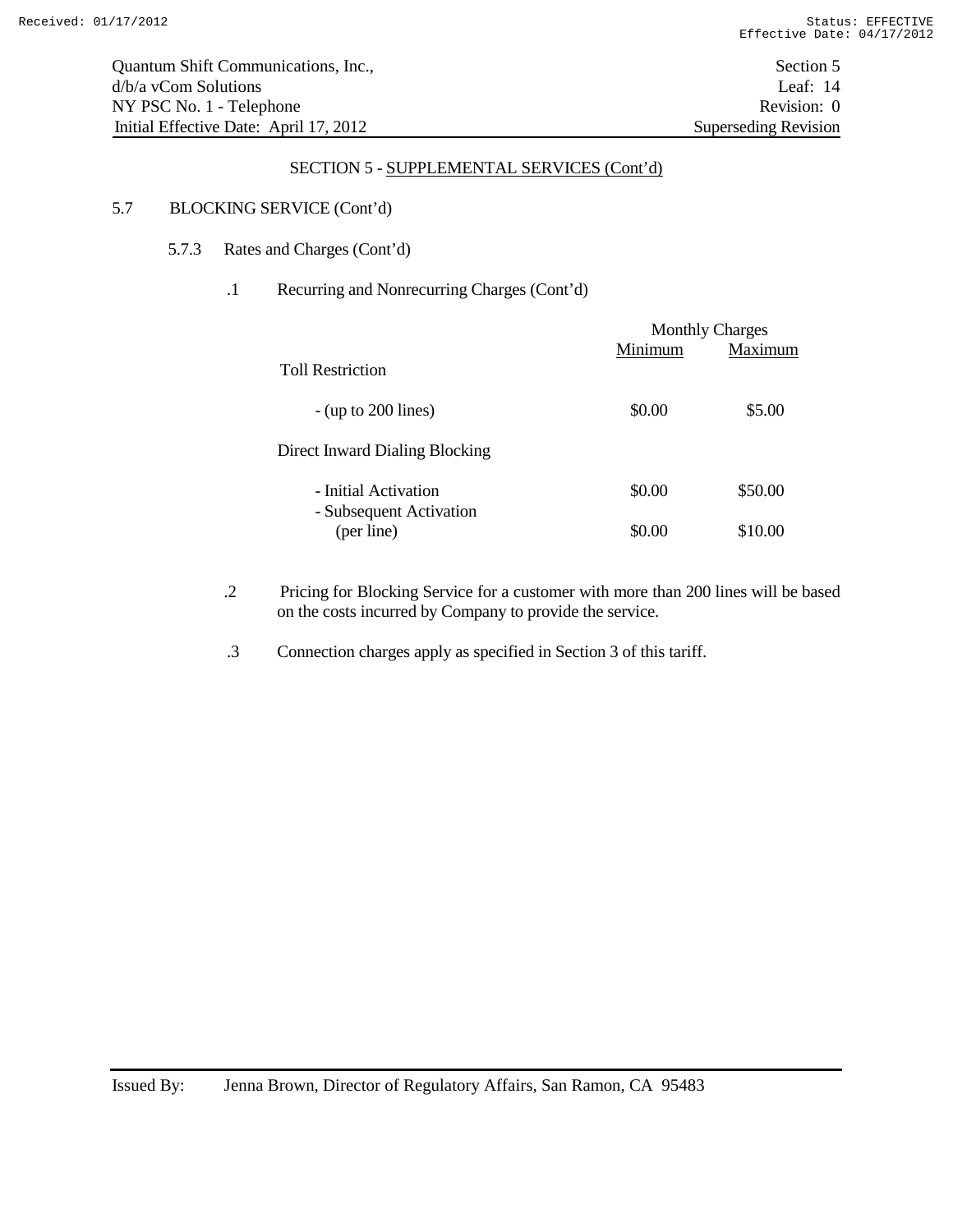SECTION 5 - SUPPLEMENTAL SERVICES (Cont'd)

5.7 BLOCKING SERVICE (Cont'd)

5.7.3 Rates and Charges (Cont'd)

.1 Recurring and Nonrecurring Charges (Cont'd)

| | Monthly Charges | |
|---|---|---|
| | Minimum | Maximum |
| Toll Restriction | | |
| - (up to 200 lines) | \$0.00 | \$5.00 |
| Direct Inward Dialing Blocking | | |
| - Initial Activation | \$0.00 | \$50.00 |
| - Subsequent Activation (per line) | \$0.00 | \$10.00 |

.2 Pricing for Blocking Service for a customer with more than 200 lines will be based on the costs incurred by Company to provide the service.

.3 Connection charges apply as specified in Section 3 of this tariff.